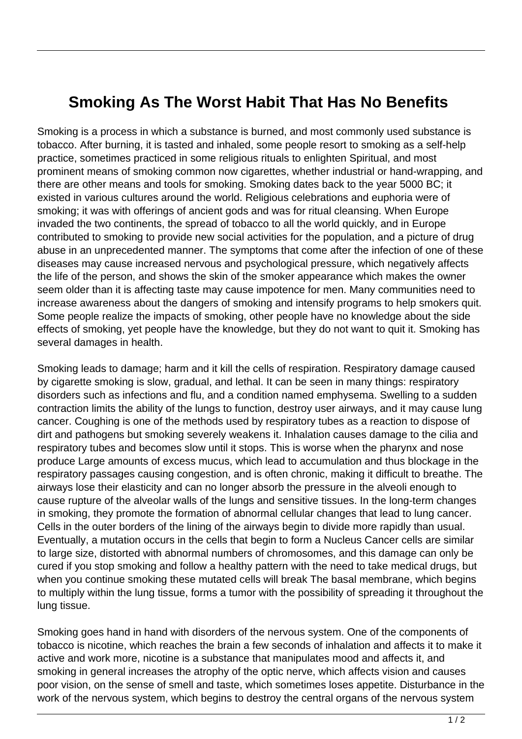# Smoking As The Worst Habit That Has No Benefits

Smoking is a process in which a substance is burned, and most commonly used substance is tobacco. After burning, it is tasted and inhaled, some people resort to smoking as a self-help practice, sometimes practiced in some religious rituals to enlighten Spiritual, and most prominent means of smoking common now cigarettes, whether industrial or hand-wrapping, and there are other means and tools for smoking. Smoking dates back to the year 5000 BC; it existed in various cultures around the world. Religious celebrations and euphoria were of smoking; it was with offerings of ancient gods and was for ritual cleansing. When Europe invaded the two continents, the spread of tobacco to all the world quickly, and in Europe contributed to smoking to provide new social activities for the population, and a picture of drug abuse in an unprecedented manner. The symptoms that come after the infection of one of these diseases may cause increased nervous and psychological pressure, which negatively affects the life of the person, and shows the skin of the smoker appearance which makes the owner seem older than it is affecting taste may cause impotence for men. Many communities need to increase awareness about the dangers of smoking and intensify programs to help smokers quit. Some people realize the impacts of smoking, other people have no knowledge about the side effects of smoking, yet people have the knowledge, but they do not want to quit it. Smoking has several damages in health.

Smoking leads to damage; harm and it kill the cells of respiration. Respiratory damage caused by cigarette smoking is slow, gradual, and lethal. It can be seen in many things: respiratory disorders such as infections and flu, and a condition named emphysema. Swelling to a sudden contraction limits the ability of the lungs to function, destroy user airways, and it may cause lung cancer. Coughing is one of the methods used by respiratory tubes as a reaction to dispose of dirt and pathogens but smoking severely weakens it. Inhalation causes damage to the cilia and respiratory tubes and becomes slow until it stops. This is worse when the pharynx and nose produce Large amounts of excess mucus, which lead to accumulation and thus blockage in the respiratory passages causing congestion, and is often chronic, making it difficult to breathe. The airways lose their elasticity and can no longer absorb the pressure in the alveoli enough to cause rupture of the alveolar walls of the lungs and sensitive tissues. In the long-term changes in smoking, they promote the formation of abnormal cellular changes that lead to lung cancer. Cells in the outer borders of the lining of the airways begin to divide more rapidly than usual. Eventually, a mutation occurs in the cells that begin to form a Nucleus Cancer cells are similar to large size, distorted with abnormal numbers of chromosomes, and this damage can only be cured if you stop smoking and follow a healthy pattern with the need to take medical drugs, but when you continue smoking these mutated cells will break The basal membrane, which begins to multiply within the lung tissue, forms a tumor with the possibility of spreading it throughout the lung tissue.

Smoking goes hand in hand with disorders of the nervous system. One of the components of tobacco is nicotine, which reaches the brain a few seconds of inhalation and affects it to make it active and work more, nicotine is a substance that manipulates mood and affects it, and smoking in general increases the atrophy of the optic nerve, which affects vision and causes poor vision, on the sense of smell and taste, which sometimes loses appetite. Disturbance in the work of the nervous system, which begins to destroy the central organs of the nervous system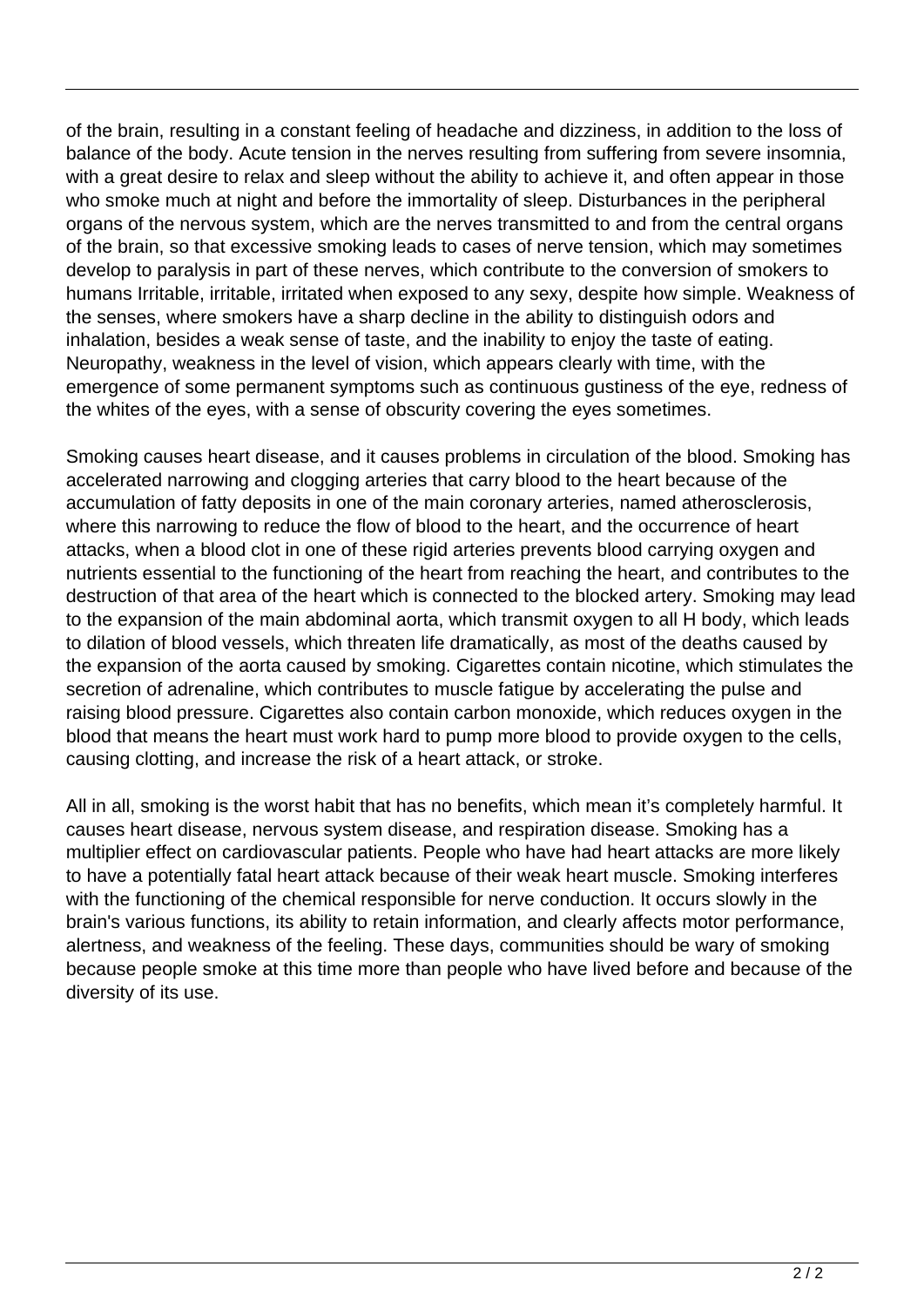of the brain, resulting in a constant feeling of headache and dizziness, in addition to the loss of balance of the body. Acute tension in the nerves resulting from suffering from severe insomnia, with a great desire to relax and sleep without the ability to achieve it, and often appear in those who smoke much at night and before the immortality of sleep. Disturbances in the peripheral organs of the nervous system, which are the nerves transmitted to and from the central organs of the brain, so that excessive smoking leads to cases of nerve tension, which may sometimes develop to paralysis in part of these nerves, which contribute to the conversion of smokers to humans Irritable, irritable, irritated when exposed to any sexy, despite how simple. Weakness of the senses, where smokers have a sharp decline in the ability to distinguish odors and inhalation, besides a weak sense of taste, and the inability to enjoy the taste of eating. Neuropathy, weakness in the level of vision, which appears clearly with time, with the emergence of some permanent symptoms such as continuous gustiness of the eye, redness of the whites of the eyes, with a sense of obscurity covering the eyes sometimes.

Smoking causes heart disease, and it causes problems in circulation of the blood. Smoking has accelerated narrowing and clogging arteries that carry blood to the heart because of the accumulation of fatty deposits in one of the main coronary arteries, named atherosclerosis, where this narrowing to reduce the flow of blood to the heart, and the occurrence of heart attacks, when a blood clot in one of these rigid arteries prevents blood carrying oxygen and nutrients essential to the functioning of the heart from reaching the heart, and contributes to the destruction of that area of the heart which is connected to the blocked artery. Smoking may lead to the expansion of the main abdominal aorta, which transmit oxygen to all H body, which leads to dilation of blood vessels, which threaten life dramatically, as most of the deaths caused by the expansion of the aorta caused by smoking. Cigarettes contain nicotine, which stimulates the secretion of adrenaline, which contributes to muscle fatigue by accelerating the pulse and raising blood pressure. Cigarettes also contain carbon monoxide, which reduces oxygen in the blood that means the heart must work hard to pump more blood to provide oxygen to the cells, causing clotting, and increase the risk of a heart attack, or stroke.

All in all, smoking is the worst habit that has no benefits, which mean it's completely harmful. It causes heart disease, nervous system disease, and respiration disease. Smoking has a multiplier effect on cardiovascular patients. People who have had heart attacks are more likely to have a potentially fatal heart attack because of their weak heart muscle. Smoking interferes with the functioning of the chemical responsible for nerve conduction. It occurs slowly in the brain's various functions, its ability to retain information, and clearly affects motor performance, alertness, and weakness of the feeling. These days, communities should be wary of smoking because people smoke at this time more than people who have lived before and because of the diversity of its use.